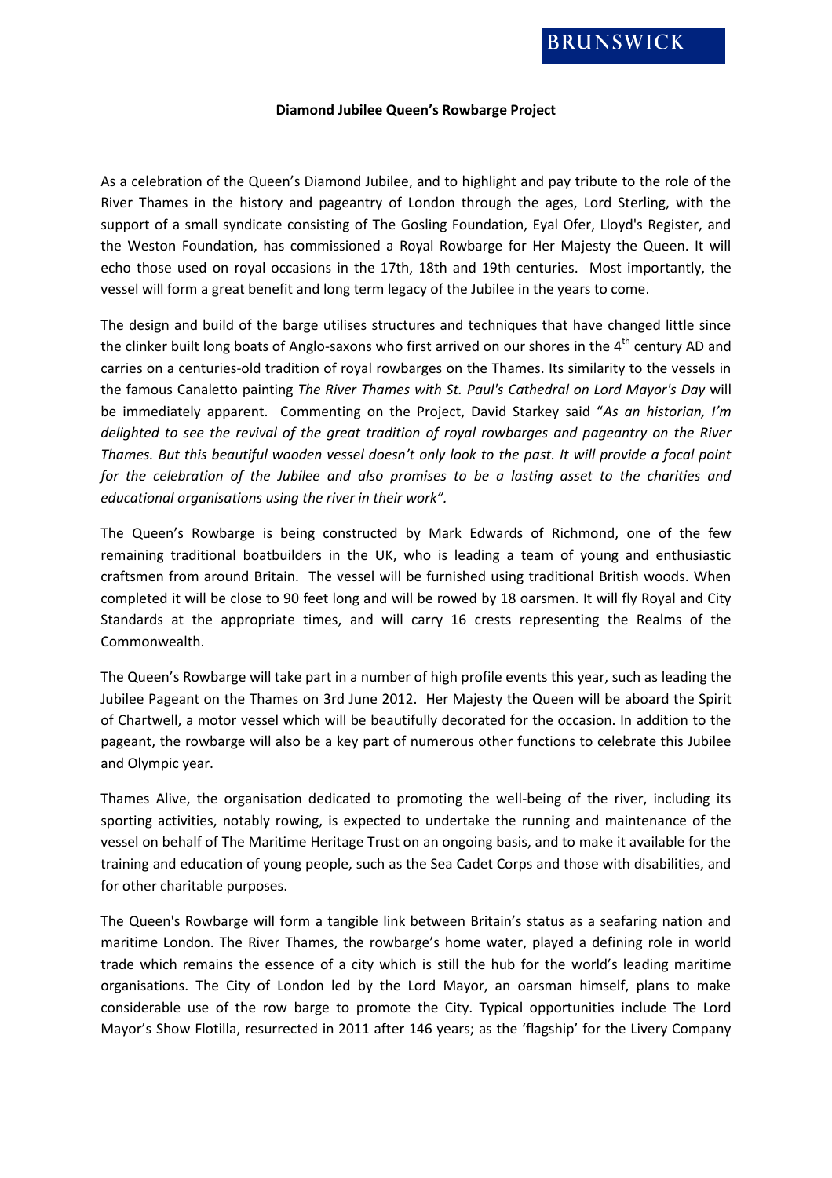BRUNSWICK

**Diamond Jubilee Queen's Rowbarge Project**

As a celebration of the Queen's Diamond Jubilee, and to highlight and pay tribute to the role of the River Thames in the history and pageantry of London through the ages, Lord Sterling, with the support of a small syndicate consisting of The Gosling Foundation, Eyal Ofer, Lloyd's Register, and the Weston Foundation, has commissioned a Royal Rowbarge for Her Majesty the Queen. It will echo those used on royal occasions in the 17th, 18th and 19th centuries. Most importantly, the vessel will form a great benefit and long term legacy of the Jubilee in the years to come.

The design and build of the barge utilises structures and techniques that have changed little since the clinker built long boats of Anglo-saxons who first arrived on our shores in the 4th century AD and carries on a centuries-old tradition of royal rowbarges on the Thames. Its similarity to the vessels in the famous Canaletto painting *The River Thames with St. Paul's Cathedral on Lord Mayor's Day* will be immediately apparent. Commenting on the Project, David Starkey said "*As an historian, I'm delighted to see the revival of the great tradition of royal rowbarges and pageantry on the River Thames. But this beautiful wooden vessel doesn't only look to the past. It will provide a focal point for the celebration of the Jubilee and also promises to be a lasting asset to the charities and educational organisations using the river in their work".*

The Queen's Rowbarge is being constructed by Mark Edwards of Richmond, one of the few remaining traditional boatbuilders in the UK, who is leading a team of young and enthusiastic craftsmen from around Britain. The vessel will be furnished using traditional British woods. When completed it will be close to 90 feet long and will be rowed by 18 oarsmen. It will fly Royal and City Standards at the appropriate times, and will carry 16 crests representing the Realms of the Commonwealth.

The Queen's Rowbarge will take part in a number of high profile events this year, such as leading the Jubilee Pageant on the Thames on 3rd June 2012. Her Majesty the Queen will be aboard the Spirit of Chartwell, a motor vessel which will be beautifully decorated for the occasion. In addition to the pageant, the rowbarge will also be a key part of numerous other functions to celebrate this Jubilee and Olympic year.

Thames Alive, the organisation dedicated to promoting the well-being of the river, including its sporting activities, notably rowing, is expected to undertake the running and maintenance of the vessel on behalf of The Maritime Heritage Trust on an ongoing basis, and to make it available for the training and education of young people, such as the Sea Cadet Corps and those with disabilities, and for other charitable purposes.

The Queen's Rowbarge will form a tangible link between Britain's status as a seafaring nation and maritime London. The River Thames, the rowbarge's home water, played a defining role in world trade which remains the essence of a city which is still the hub for the world's leading maritime organisations. The City of London led by the Lord Mayor, an oarsman himself, plans to make considerable use of the row barge to promote the City. Typical opportunities include The Lord Mayor's Show Flotilla, resurrected in 2011 after 146 years; as the 'flagship' for the Livery Company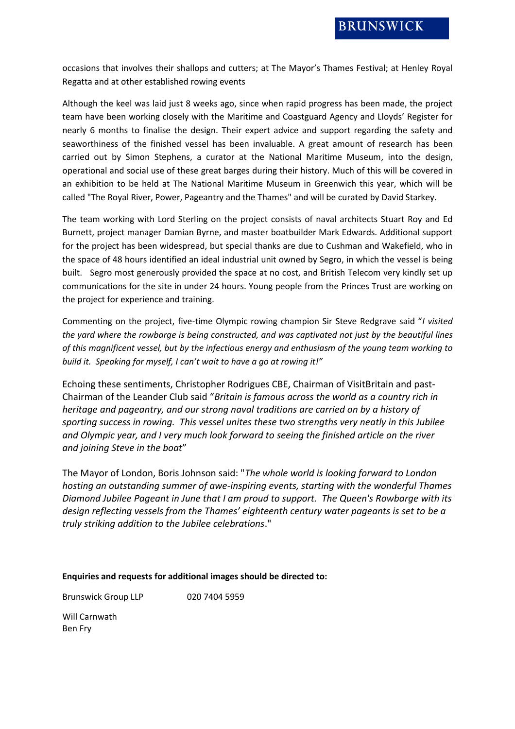occasions that involves their shallops and cutters; at The Mayor's Thames Festival; at Henley Royal Regatta and at other established rowing events

Although the keel was laid just 8 weeks ago, since when rapid progress has been made, the project team have been working closely with the Maritime and Coastguard Agency and Lloyds' Register for nearly 6 months to finalise the design. Their expert advice and support regarding the safety and seaworthiness of the finished vessel has been invaluable. A great amount of research has been carried out by Simon Stephens, a curator at the National Maritime Museum, into the design, operational and social use of these great barges during their history. Much of this will be covered in an exhibition to be held at The National Maritime Museum in Greenwich this year, which will be called "The Royal River, Power, Pageantry and the Thames" and will be curated by David Starkey.

The team working with Lord Sterling on the project consists of naval architects Stuart Roy and Ed Burnett, project manager Damian Byrne, and master boatbuilder Mark Edwards. Additional support for the project has been widespread, but special thanks are due to Cushman and Wakefield, who in the space of 48 hours identified an ideal industrial unit owned by Segro, in which the vessel is being built. Segro most generously provided the space at no cost, and British Telecom very kindly set up communications for the site in under 24 hours. Young people from the Princes Trust are working on the project for experience and training.

Commenting on the project, five-time Olympic rowing champion Sir Steve Redgrave said "*I visited the yard where the rowbarge is being constructed, and was captivated not just by the beautiful lines of this magnificent vessel, but by the infectious energy and enthusiasm of the young team working to build it. Speaking for myself, I can't wait to have a go at rowing it!"*

Echoing these sentiments, Christopher Rodrigues CBE, Chairman of VisitBritain and past-Chairman of the Leander Club said "*Britain is famous across the world as a country rich in heritage and pageantry, and our strong naval traditions are carried on by a history of sporting success in rowing. This vessel unites these two strengths very neatly in this Jubilee and Olympic year, and I very much look forward to seeing the finished article on the river and joining Steve in the boat*"

The Mayor of London, Boris Johnson said: "*The whole world is looking forward to London hosting an outstanding summer of awe-inspiring events, starting with the wonderful Thames Diamond Jubilee Pageant in June that I am proud to support. The Queen's Rowbarge with its design reflecting vessels from the Thames' eighteenth century water pageants is set to be a truly striking addition to the Jubilee celebrations*."

**Enquiries and requests for additional images should be directed to:**

Brunswick Group LLP 020 7404 5959

Will Carnwath
Ben Fry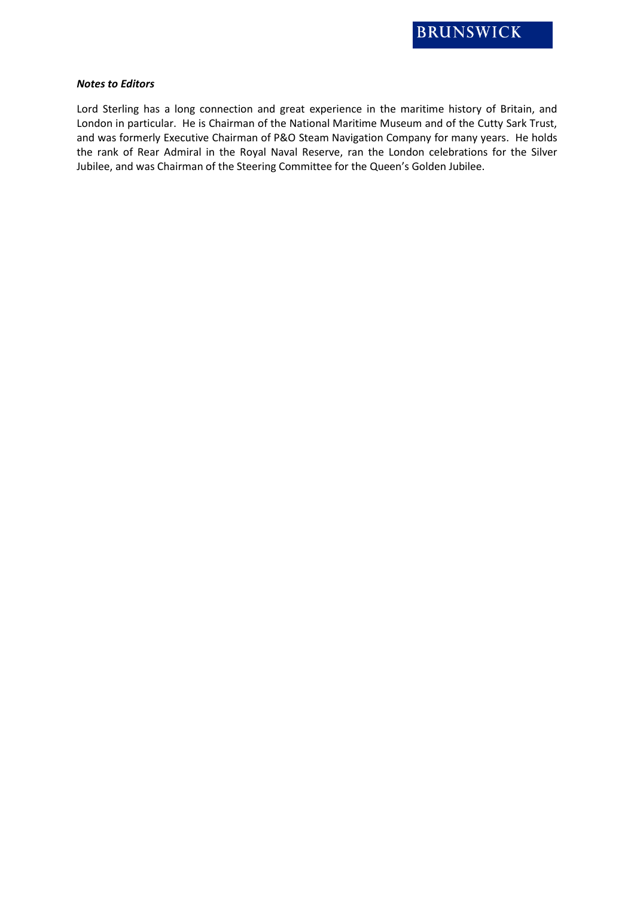***Notes to Editors***

Lord Sterling has a long connection and great experience in the maritime history of Britain, and London in particular. He is Chairman of the National Maritime Museum and of the Cutty Sark Trust, and was formerly Executive Chairman of P&O Steam Navigation Company for many years. He holds the rank of Rear Admiral in the Royal Naval Reserve, ran the London celebrations for the Silver Jubilee, and was Chairman of the Steering Committee for the Queen's Golden Jubilee.